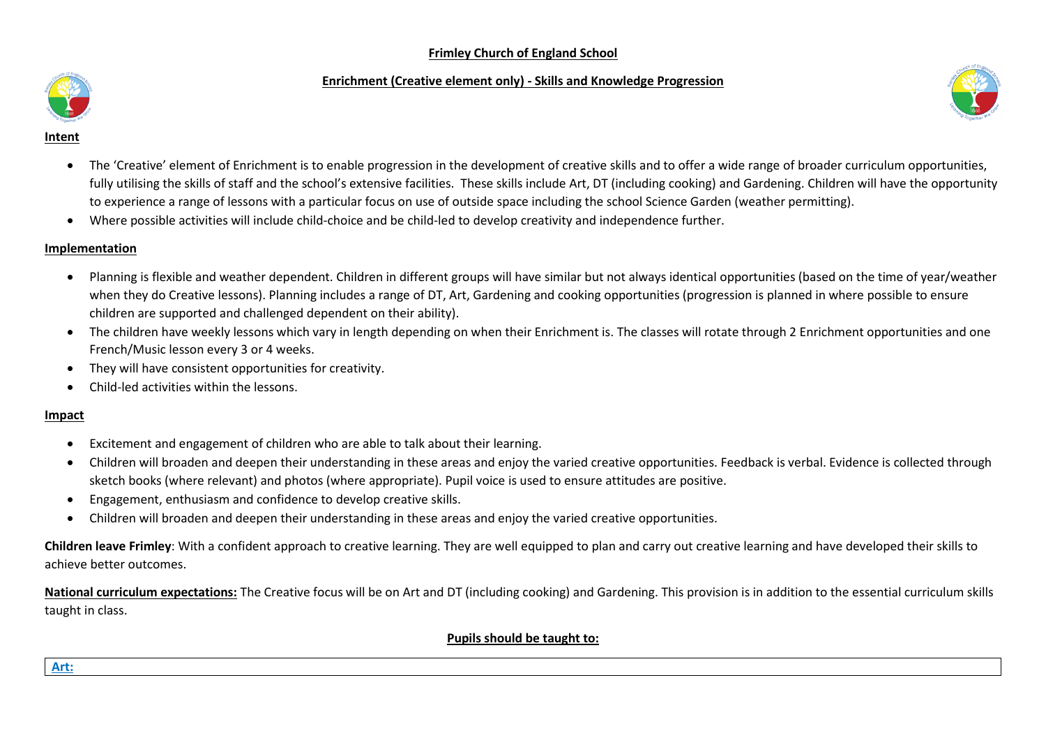# Frimley Church of England School

## Enrichment (Creative element only) - Skills and Knowledge Progression

### Intent

- The 'Creative' element of Enrichment is to enable progression in the development of creative skills and to offer a wide range of broader curriculum opportunities, fully utilising the skills of staff and the school's extensive facilities. These skills include Art, DT (including cooking) and Gardening. Children will have the opportunity to experience a range of lessons with a particular focus on use of outside space including the school Science Garden (weather permitting).
- Where possible activities will include child-choice and be child-led to develop creativity and independence further.

### Implementation

- Planning is flexible and weather dependent. Children in different groups will have similar but not always identical opportunities (based on the time of year/weather when they do Creative lessons). Planning includes a range of DT, Art, Gardening and cooking opportunities (progression is planned in where possible to ensure children are supported and challenged dependent on their ability).
- The children have weekly lessons which vary in length depending on when their Enrichment is. The classes will rotate through 2 Enrichment opportunities and one French/Music lesson every 3 or 4 weeks.
- They will have consistent opportunities for creativity.
- Child-led activities within the lessons.

### Impact

- Excitement and engagement of children who are able to talk about their learning.
- Children will broaden and deepen their understanding in these areas and enjoy the varied creative opportunities. Feedback is verbal. Evidence is collected through sketch books (where relevant) and photos (where appropriate). Pupil voice is used to ensure attitudes are positive.
- Engagement, enthusiasm and confidence to develop creative skills.
- Children will broaden and deepen their understanding in these areas and enjoy the varied creative opportunities.

**Children leave Frimley**: With a confident approach to creative learning. They are well equipped to plan and carry out creative learning and have developed their skills to achieve better outcomes.

**National curriculum expectations:** The Creative focus will be on Art and DT (including cooking) and Gardening. This provision is in addition to the essential curriculum skills taught in class.

### Pupils should be taught to:

| Art: |
| --- |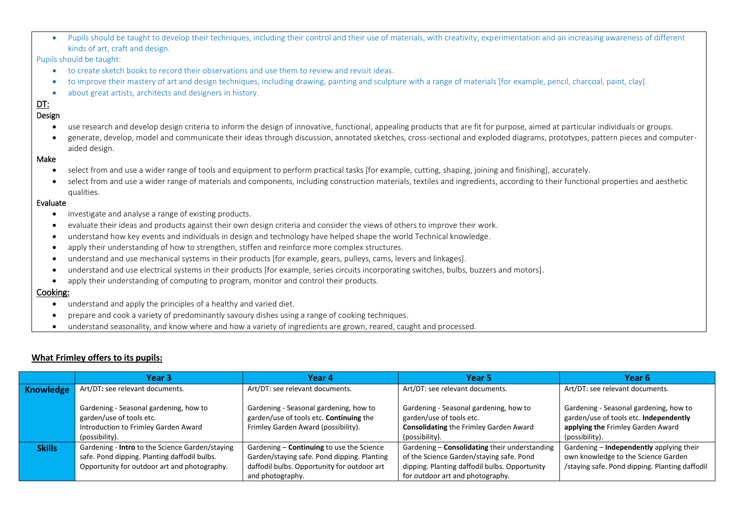- Pupils should be taught to develop their techniques, including their control and their use of materials, with creativity, experimentation and an increasing awareness of different kinds of art, craft and design.

Pupils should be taught:

- to create sketch books to record their observations and use them to review and revisit ideas.
- to improve their mastery of art and design techniques, including drawing, painting and sculpture with a range of materials [for example, pencil, charcoal, paint, clay].
- about great artists, architects and designers in history.

**DT:**

**Design**

- use research and develop design criteria to inform the design of innovative, functional, appealing products that are fit for purpose, aimed at particular individuals or groups.
- generate, develop, model and communicate their ideas through discussion, annotated sketches, cross-sectional and exploded diagrams, prototypes, pattern pieces and computer-aided design.

**Make**

- select from and use a wider range of tools and equipment to perform practical tasks [for example, cutting, shaping, joining and finishing], accurately.
- select from and use a wider range of materials and components, including construction materials, textiles and ingredients, according to their functional properties and aesthetic qualities.

**Evaluate**

- investigate and analyse a range of existing products.
- evaluate their ideas and products against their own design criteria and consider the views of others to improve their work.
- understand how key events and individuals in design and technology have helped shape the world Technical knowledge.
- apply their understanding of how to strengthen, stiffen and reinforce more complex structures.
- understand and use mechanical systems in their products [for example, gears, pulleys, cams, levers and linkages].
- understand and use electrical systems in their products [for example, series circuits incorporating switches, bulbs, buzzers and motors].
- apply their understanding of computing to program, monitor and control their products.

**Cooking:**

- understand and apply the principles of a healthy and varied diet.
- prepare and cook a variety of predominantly savoury dishes using a range of cooking techniques.
- understand seasonality, and know where and how a variety of ingredients are grown, reared, caught and processed.

**What Frimley offers to its pupils:**

| | Year 3 | Year 4 | Year 5 | Year 6 |
|---|---|---|---|---|
| **Knowledge** | Art/DT: see relevant documents.<br><br>Gardening - Seasonal gardening, how to garden/use of tools etc.<br>Introduction to Frimley Garden Award (possibility). | Art/DT: see relevant documents.<br><br>Gardening - Seasonal gardening, how to garden/use of tools etc. **Continuing** the Frimley Garden Award (possibility). | Art/DT: see relevant documents.<br><br>Gardening - Seasonal gardening, how to garden/use of tools etc.<br>**Consolidating** the Frimley Garden Award (possibility). | Art/DT: see relevant documents.<br><br>Gardening - Seasonal gardening, how to garden/use of tools etc. **Independently applying the** Frimley Garden Award (possibility). |
| **Skills** | Gardening - **Intro** to the Science Garden/staying safe. Pond dipping. Planting daffodil bulbs. Opportunity for outdoor art and photography. | Gardening – **Continuing** to use the Science Garden/staying safe. Pond dipping. Planting daffodil bulbs. Opportunity for outdoor art and photography. | Gardening – **Consolidating** their understanding of the Science Garden/staying safe. Pond dipping. Planting daffodil bulbs. Opportunity for outdoor art and photography. | Gardening – **Independently** applying their own knowledge to the Science Garden /staying safe. Pond dipping. Planting daffodil |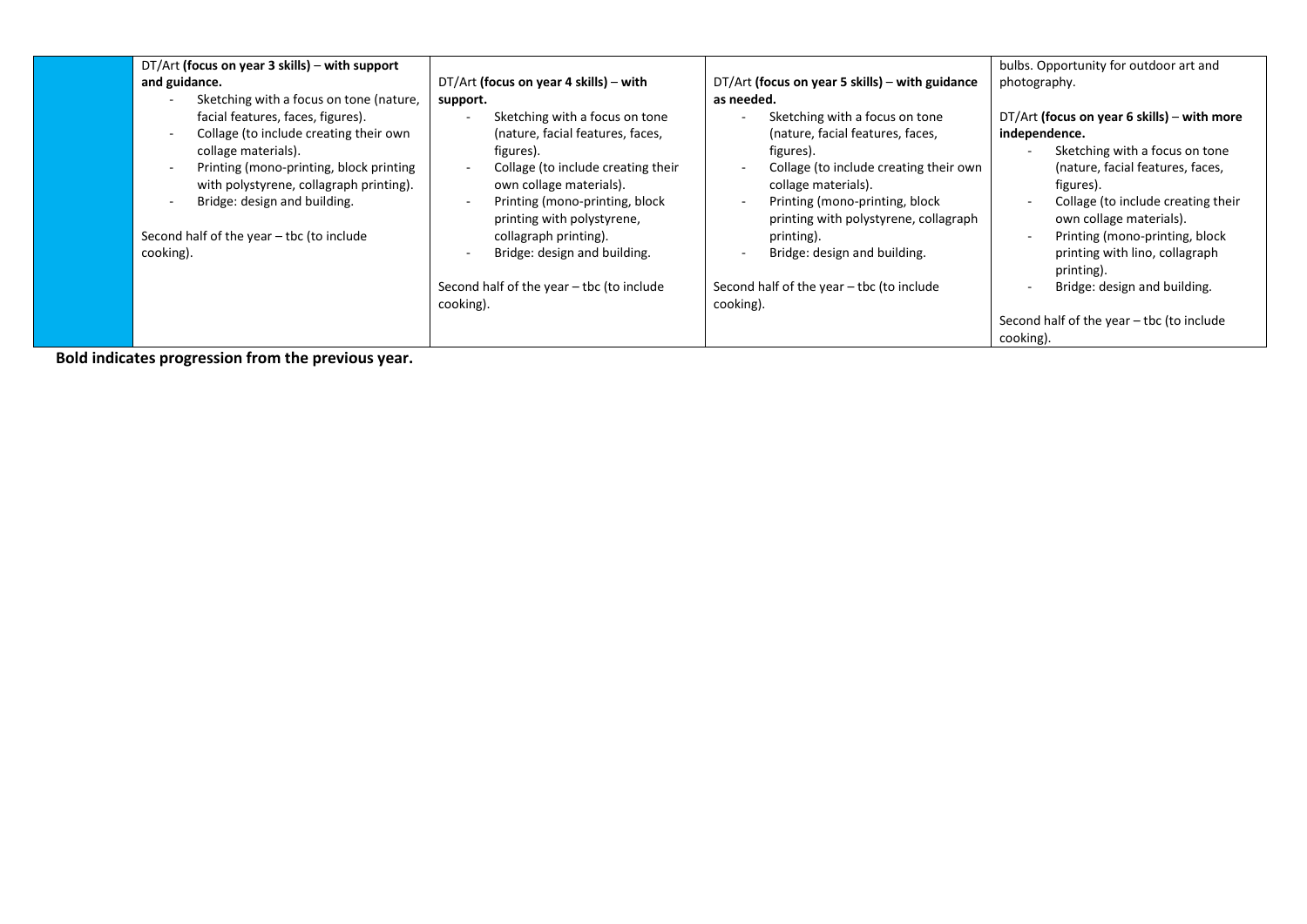| | | | | |
|---|---|---|---|---|
| | DT/Art **(focus on year 3 skills) – with support and guidance.**<br>- Sketching with a focus on tone (nature, facial features, faces, figures).<br>- Collage (to include creating their own collage materials).<br>- Printing (mono-printing, block printing with polystyrene, collagraph printing).<br>- Bridge: design and building.<br><br>Second half of the year – tbc (to include cooking). | DT/Art **(focus on year 4 skills) – with support.**<br>- Sketching with a focus on tone (nature, facial features, faces, figures).<br>- Collage (to include creating their own collage materials).<br>- Printing (mono-printing, block printing with polystyrene, collagraph printing).<br>- Bridge: design and building.<br><br>Second half of the year – tbc (to include cooking). | DT/Art **(focus on year 5 skills) – with guidance as needed.**<br>- Sketching with a focus on tone (nature, facial features, faces, figures).<br>- Collage (to include creating their own collage materials).<br>- Printing (mono-printing, block printing with polystyrene, collagraph printing).<br>- Bridge: design and building.<br><br>Second half of the year – tbc (to include cooking). | bulbs. Opportunity for outdoor art and photography.<br><br>DT/Art **(focus on year 6 skills) – with more independence.**<br>- Sketching with a focus on tone (nature, facial features, faces, figures).<br>- Collage (to include creating their own collage materials).<br>- Printing (mono-printing, block printing with lino, collagraph printing).<br>- Bridge: design and building.<br><br>Second half of the year – tbc (to include cooking). |

**Bold indicates progression from the previous year.**